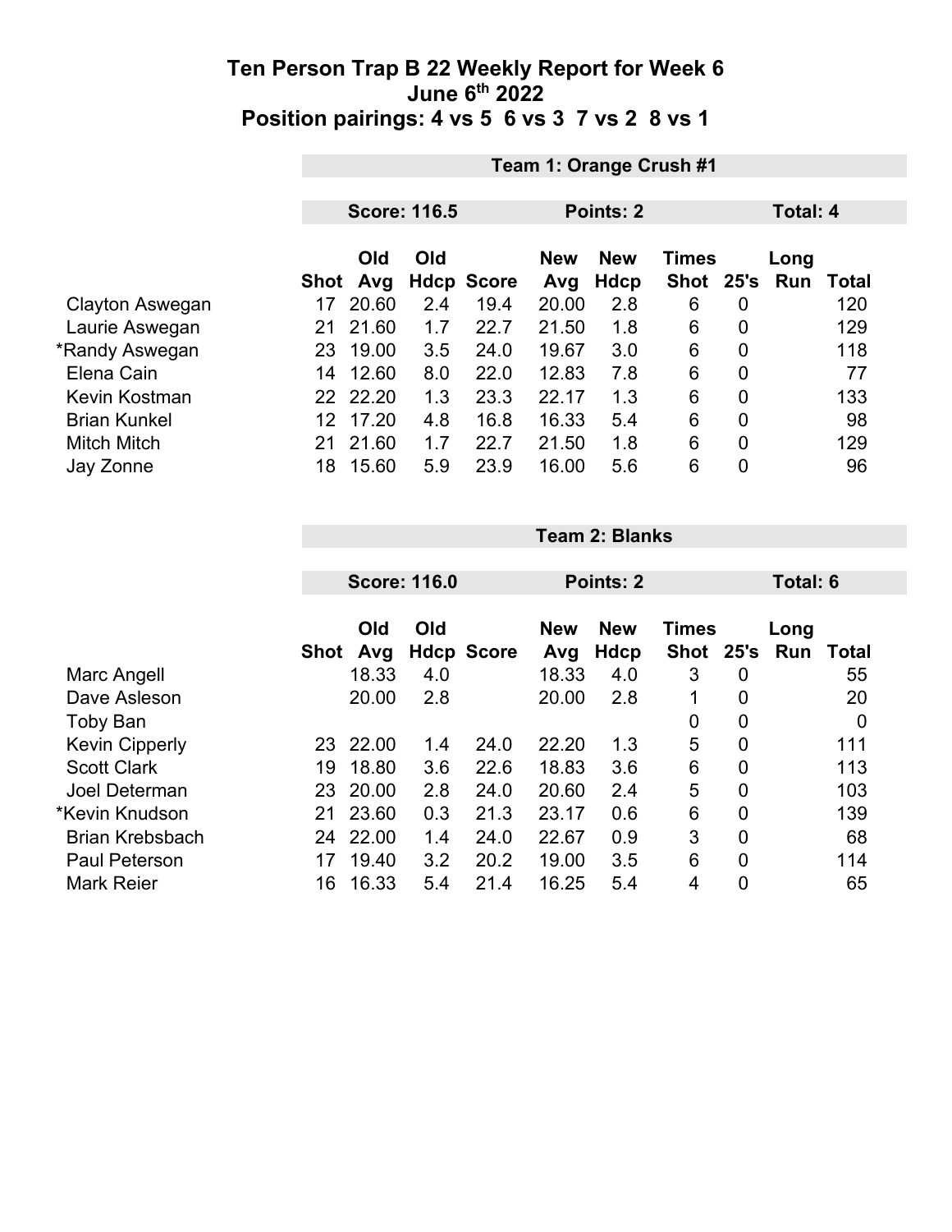# Ten Person Trap B 22 Weekly Report for Week 6

**June 6th 2022**

**Position pairings: 4 vs 5 6 vs 3 7 vs 2 8 vs 1**

## Team 1: Orange Crush #1

**Score: 116.5** | **Points: 2** | **Total: 4**

| | Shot | Old Avg | Old Hdcp | Score | New Avg | New Hdcp | Times Shot | 25's | Long Run | Total |
|---|---|---|---|---|---|---|---|---|---|---|
| Clayton Aswegan | 17 | 20.60 | 2.4 | 19.4 | 20.00 | 2.8 | 6 | 0 | | 120 |
| Laurie Aswegan | 21 | 21.60 | 1.7 | 22.7 | 21.50 | 1.8 | 6 | 0 | | 129 |
| *Randy Aswegan | 23 | 19.00 | 3.5 | 24.0 | 19.67 | 3.0 | 6 | 0 | | 118 |
| Elena Cain | 14 | 12.60 | 8.0 | 22.0 | 12.83 | 7.8 | 6 | 0 | | 77 |
| Kevin Kostman | 22 | 22.20 | 1.3 | 23.3 | 22.17 | 1.3 | 6 | 0 | | 133 |
| Brian Kunkel | 12 | 17.20 | 4.8 | 16.8 | 16.33 | 5.4 | 6 | 0 | | 98 |
| Mitch Mitch | 21 | 21.60 | 1.7 | 22.7 | 21.50 | 1.8 | 6 | 0 | | 129 |
| Jay Zonne | 18 | 15.60 | 5.9 | 23.9 | 16.00 | 5.6 | 6 | 0 | | 96 |

## Team 2: Blanks

**Score: 116.0** | **Points: 2** | **Total: 6**

| | Shot | Old Avg | Old Hdcp | Score | New Avg | New Hdcp | Times Shot | 25's | Long Run | Total |
|---|---|---|---|---|---|---|---|---|---|---|
| Marc Angell | | 18.33 | 4.0 | | 18.33 | 4.0 | 3 | 0 | | 55 |
| Dave Asleson | | 20.00 | 2.8 | | 20.00 | 2.8 | 1 | 0 | | 20 |
| Toby Ban | | | | | | | 0 | 0 | | 0 |
| Kevin Cipperly | 23 | 22.00 | 1.4 | 24.0 | 22.20 | 1.3 | 5 | 0 | | 111 |
| Scott Clark | 19 | 18.80 | 3.6 | 22.6 | 18.83 | 3.6 | 6 | 0 | | 113 |
| Joel Determan | 23 | 20.00 | 2.8 | 24.0 | 20.60 | 2.4 | 5 | 0 | | 103 |
| *Kevin Knudson | 21 | 23.60 | 0.3 | 21.3 | 23.17 | 0.6 | 6 | 0 | | 139 |
| Brian Krebsbach | 24 | 22.00 | 1.4 | 24.0 | 22.67 | 0.9 | 3 | 0 | | 68 |
| Paul Peterson | 17 | 19.40 | 3.2 | 20.2 | 19.00 | 3.5 | 6 | 0 | | 114 |
| Mark Reier | 16 | 16.33 | 5.4 | 21.4 | 16.25 | 5.4 | 4 | 0 | | 65 |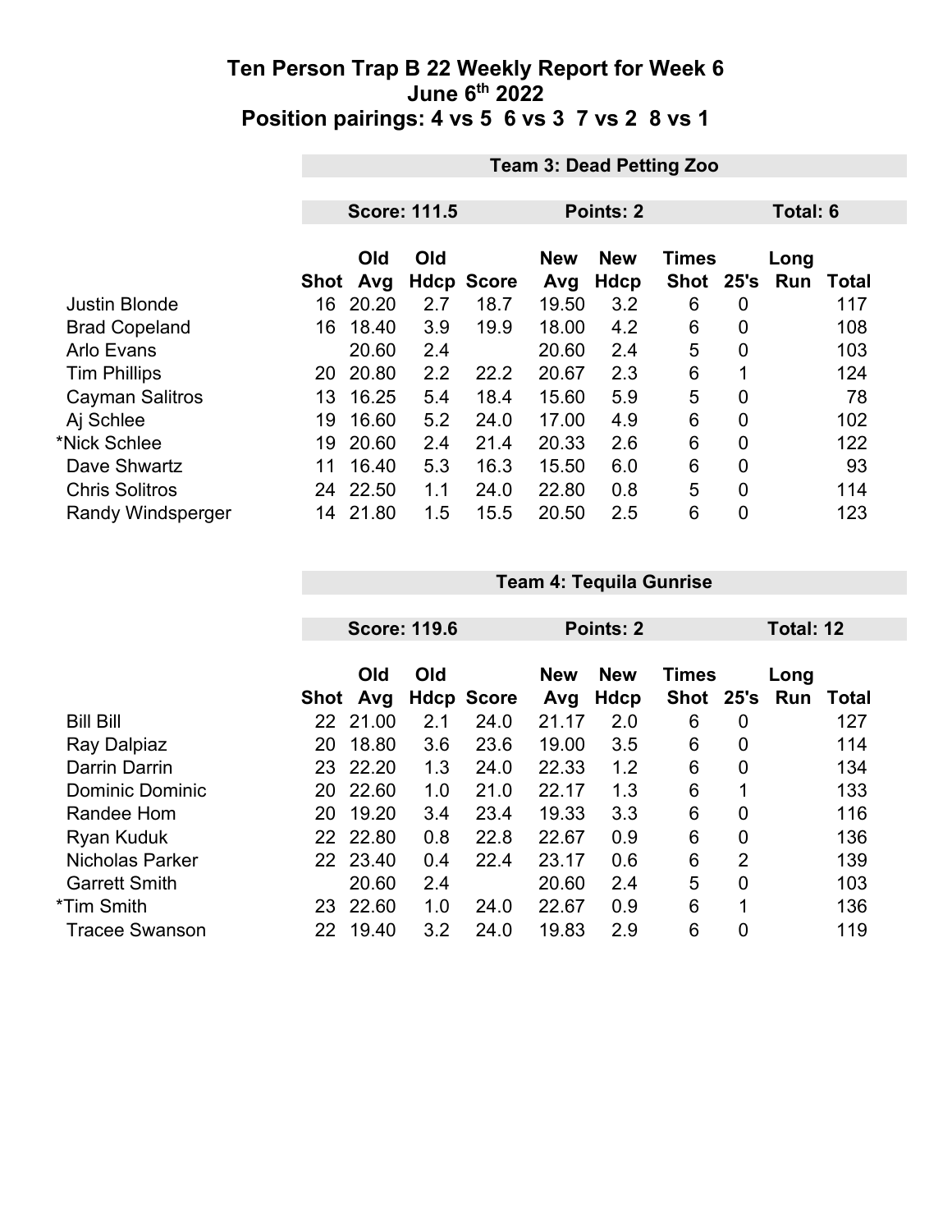# Ten Person Trap B 22 Weekly Report for Week 6
## June 6th 2022
## Position pairings: 4 vs 5 6 vs 3 7 vs 2 8 vs 1

**Team 3: Dead Petting Zoo**

**Score: 111.5** | **Points: 2** | **Total: 6**

| | Shot | Old Avg | Old Hdcp | Score | New Avg | New Hdcp | Times Shot | 25's | Long Run | Total |
|---|---|---|---|---|---|---|---|---|---|---|
| Justin Blonde | 16 | 20.20 | 2.7 | 18.7 | 19.50 | 3.2 | 6 | 0 | | 117 |
| Brad Copeland | 16 | 18.40 | 3.9 | 19.9 | 18.00 | 4.2 | 6 | 0 | | 108 |
| Arlo Evans | | 20.60 | 2.4 | | 20.60 | 2.4 | 5 | 0 | | 103 |
| Tim Phillips | 20 | 20.80 | 2.2 | 22.2 | 20.67 | 2.3 | 6 | 1 | | 124 |
| Cayman Salitros | 13 | 16.25 | 5.4 | 18.4 | 15.60 | 5.9 | 5 | 0 | | 78 |
| Aj Schlee | 19 | 16.60 | 5.2 | 24.0 | 17.00 | 4.9 | 6 | 0 | | 102 |
| *Nick Schlee | 19 | 20.60 | 2.4 | 21.4 | 20.33 | 2.6 | 6 | 0 | | 122 |
| Dave Shwartz | 11 | 16.40 | 5.3 | 16.3 | 15.50 | 6.0 | 6 | 0 | | 93 |
| Chris Solitros | 24 | 22.50 | 1.1 | 24.0 | 22.80 | 0.8 | 5 | 0 | | 114 |
| Randy Windsperger | 14 | 21.80 | 1.5 | 15.5 | 20.50 | 2.5 | 6 | 0 | | 123 |

**Team 4: Tequila Gunrise**

**Score: 119.6** | **Points: 2** | **Total: 12**

| | Shot | Old Avg | Old Hdcp | Score | New Avg | New Hdcp | Times Shot | 25's | Long Run | Total |
|---|---|---|---|---|---|---|---|---|---|---|
| Bill Bill | 22 | 21.00 | 2.1 | 24.0 | 21.17 | 2.0 | 6 | 0 | | 127 |
| Ray Dalpiaz | 20 | 18.80 | 3.6 | 23.6 | 19.00 | 3.5 | 6 | 0 | | 114 |
| Darrin Darrin | 23 | 22.20 | 1.3 | 24.0 | 22.33 | 1.2 | 6 | 0 | | 134 |
| Dominic Dominic | 20 | 22.60 | 1.0 | 21.0 | 22.17 | 1.3 | 6 | 1 | | 133 |
| Randee Hom | 20 | 19.20 | 3.4 | 23.4 | 19.33 | 3.3 | 6 | 0 | | 116 |
| Ryan Kuduk | 22 | 22.80 | 0.8 | 22.8 | 22.67 | 0.9 | 6 | 0 | | 136 |
| Nicholas Parker | 22 | 23.40 | 0.4 | 22.4 | 23.17 | 0.6 | 6 | 2 | | 139 |
| Garrett Smith | | 20.60 | 2.4 | | 20.60 | 2.4 | 5 | 0 | | 103 |
| *Tim Smith | 23 | 22.60 | 1.0 | 24.0 | 22.67 | 0.9 | 6 | 1 | | 136 |
| Tracee Swanson | 22 | 19.40 | 3.2 | 24.0 | 19.83 | 2.9 | 6 | 0 | | 119 |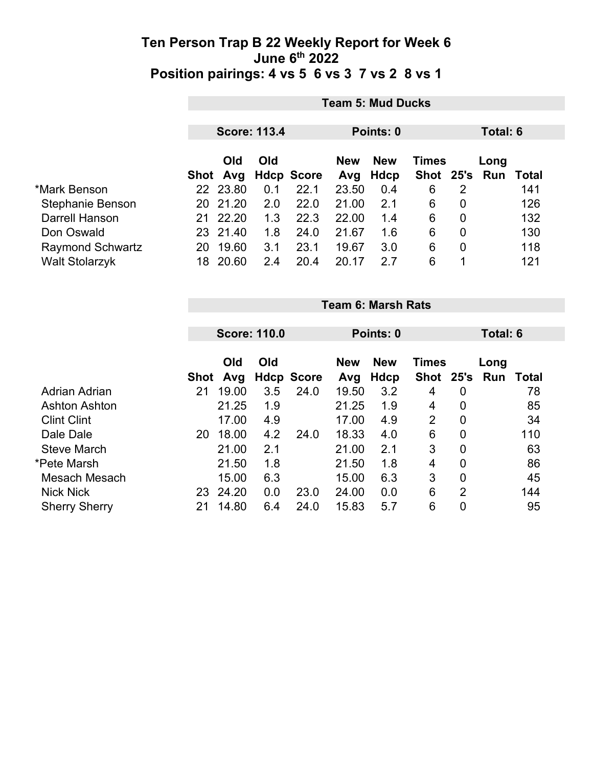# Ten Person Trap B 22 Weekly Report for Week 6
## June 6th 2022
## Position pairings: 4 vs 5 6 vs 3 7 vs 2 8 vs 1

| | Team 5: Mud Ducks | | | | | | | | | |
|---|---|---|---|---|---|---|---|---|---|---|
| | Score: 113.4 | | | Points: 0 | | | Total: 6 | | | |
| | Shot | Old Avg | Old Hdcp | Score | New Avg | New Hdcp | Times Shot | 25's | Long Run | Total |
| *Mark Benson | 22 | 23.80 | 0.1 | 22.1 | 23.50 | 0.4 | 6 | 2 | | 141 |
| Stephanie Benson | 20 | 21.20 | 2.0 | 22.0 | 21.00 | 2.1 | 6 | 0 | | 126 |
| Darrell Hanson | 21 | 22.20 | 1.3 | 22.3 | 22.00 | 1.4 | 6 | 0 | | 132 |
| Don Oswald | 23 | 21.40 | 1.8 | 24.0 | 21.67 | 1.6 | 6 | 0 | | 130 |
| Raymond Schwartz | 20 | 19.60 | 3.1 | 23.1 | 19.67 | 3.0 | 6 | 0 | | 118 |
| Walt Stolarzyk | 18 | 20.60 | 2.4 | 20.4 | 20.17 | 2.7 | 6 | 1 | | 121 |

| | Team 6: Marsh Rats | | | | | | | | | |
|---|---|---|---|---|---|---|---|---|---|---|
| | Score: 110.0 | | | Points: 0 | | | Total: 6 | | | |
| | Shot | Old Avg | Old Hdcp | Score | New Avg | New Hdcp | Times Shot | 25's | Long Run | Total |
| Adrian Adrian | 21 | 19.00 | 3.5 | 24.0 | 19.50 | 3.2 | 4 | 0 | | 78 |
| Ashton Ashton | | 21.25 | 1.9 | | 21.25 | 1.9 | 4 | 0 | | 85 |
| Clint Clint | | 17.00 | 4.9 | | 17.00 | 4.9 | 2 | 0 | | 34 |
| Dale Dale | 20 | 18.00 | 4.2 | 24.0 | 18.33 | 4.0 | 6 | 0 | | 110 |
| Steve March | | 21.00 | 2.1 | | 21.00 | 2.1 | 3 | 0 | | 63 |
| *Pete Marsh | | 21.50 | 1.8 | | 21.50 | 1.8 | 4 | 0 | | 86 |
| Mesach Mesach | | 15.00 | 6.3 | | 15.00 | 6.3 | 3 | 0 | | 45 |
| Nick Nick | 23 | 24.20 | 0.0 | 23.0 | 24.00 | 0.0 | 6 | 2 | | 144 |
| Sherry Sherry | 21 | 14.80 | 6.4 | 24.0 | 15.83 | 5.7 | 6 | 0 | | 95 |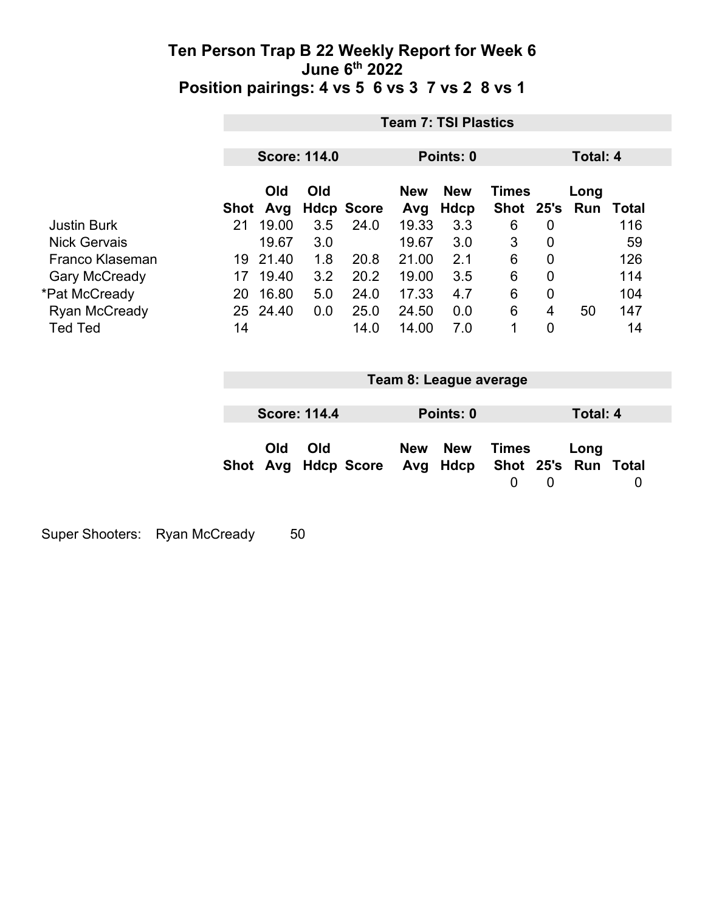# Ten Person Trap B 22 Weekly Report for Week 6
## June 6th 2022
## Position pairings: 4 vs 5 6 vs 3 7 vs 2 8 vs 1

**Team 7: TSI Plastics**

**Score: 114.0** | **Points: 0** | **Total: 4**

| | Shot | Old Avg | Old Hdcp | Score | New Avg | New Hdcp | Times Shot | 25's | Long Run | Total |
|---|---|---|---|---|---|---|---|---|---|---|
| Justin Burk | 21 | 19.00 | 3.5 | 24.0 | 19.33 | 3.3 | 6 | 0 | | 116 |
| Nick Gervais | | 19.67 | 3.0 | | 19.67 | 3.0 | 3 | 0 | | 59 |
| Franco Klaseman | 19 | 21.40 | 1.8 | 20.8 | 21.00 | 2.1 | 6 | 0 | | 126 |
| Gary McCready | 17 | 19.40 | 3.2 | 20.2 | 19.00 | 3.5 | 6 | 0 | | 114 |
| *Pat McCready | 20 | 16.80 | 5.0 | 24.0 | 17.33 | 4.7 | 6 | 0 | | 104 |
| Ryan McCready | 25 | 24.40 | 0.0 | 25.0 | 24.50 | 0.0 | 6 | 4 | 50 | 147 |
| Ted Ted | 14 | | | 14.0 | 14.00 | 7.0 | 1 | 0 | | 14 |

**Team 8: League average**

**Score: 114.4** | **Points: 0** | **Total: 4**

| | Shot | Old Avg | Old Hdcp | Score | New Avg | New Hdcp | Times Shot | 25's | Long Run | Total |
|---|---|---|---|---|---|---|---|---|---|---|
| | | | | | | | 0 | 0 | | 0 |

Super Shooters: Ryan McCready 50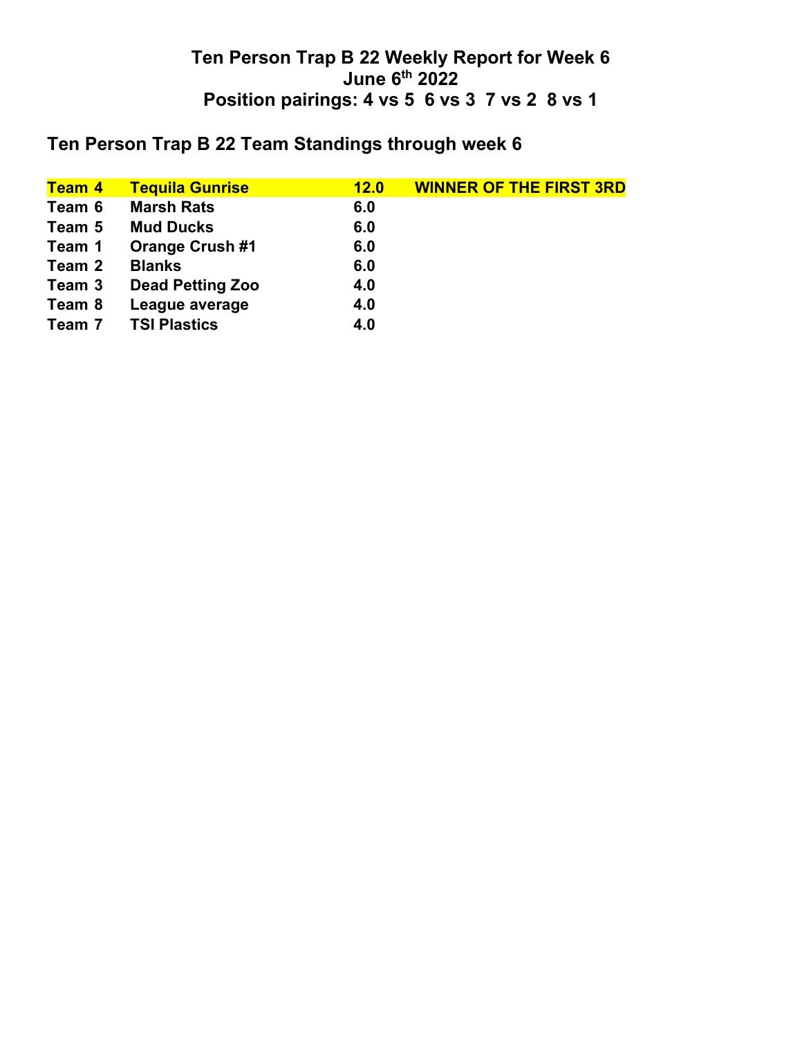# Ten Person Trap B 22 Weekly Report for Week 6
# June 6th 2022
# Position pairings: 4 vs 5  6 vs 3  7 vs 2  8 vs 1

## Ten Person Trap B 22 Team Standings through week 6

| | | | |
|---|---|---|---|
| **Team 4** | **Tequila Gunrise** | **12.0** | **WINNER OF THE FIRST 3RD** |
| **Team 6** | **Marsh Rats** | **6.0** | |
| **Team 5** | **Mud Ducks** | **6.0** | |
| **Team 1** | **Orange Crush #1** | **6.0** | |
| **Team 2** | **Blanks** | **6.0** | |
| **Team 3** | **Dead Petting Zoo** | **4.0** | |
| **Team 8** | **League average** | **4.0** | |
| **Team 7** | **TSI Plastics** | **4.0** | |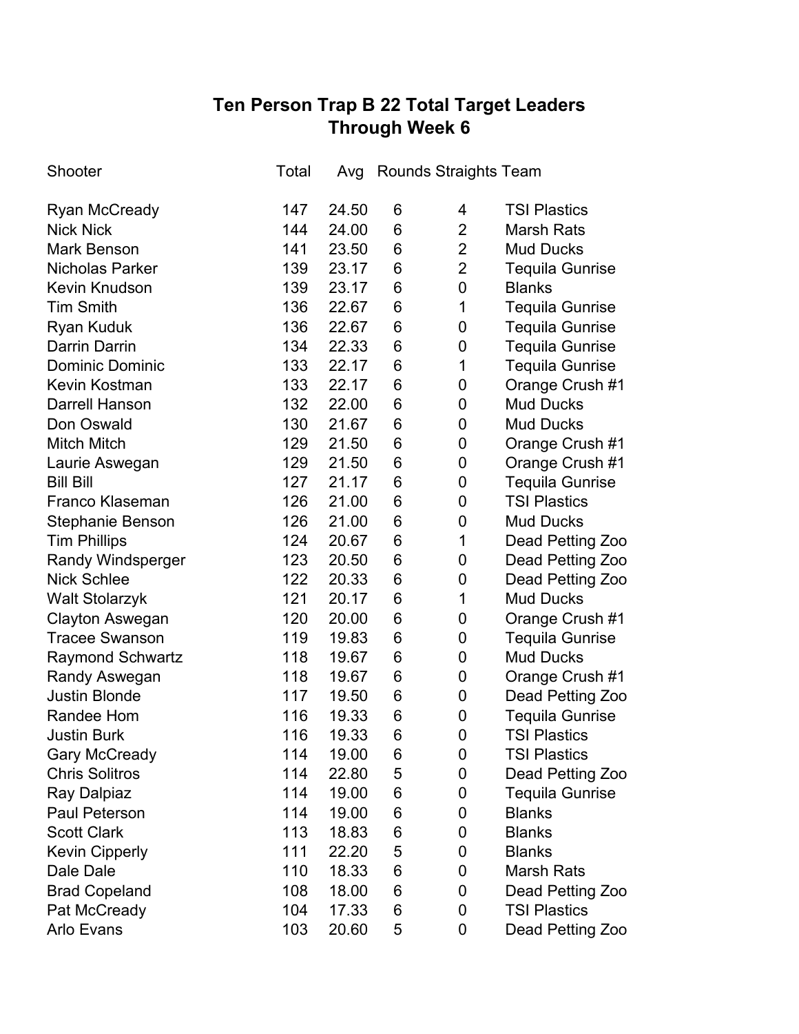# Ten Person Trap B 22 Total Target Leaders
## Through Week 6

| Shooter | Total | Avg | Rounds | Straights | Team |
|---|---|---|---|---|---|
| Ryan McCready | 147 | 24.50 | 6 | 4 | TSI Plastics |
| Nick Nick | 144 | 24.00 | 6 | 2 | Marsh Rats |
| Mark Benson | 141 | 23.50 | 6 | 2 | Mud Ducks |
| Nicholas Parker | 139 | 23.17 | 6 | 2 | Tequila Gunrise |
| Kevin Knudson | 139 | 23.17 | 6 | 0 | Blanks |
| Tim Smith | 136 | 22.67 | 6 | 1 | Tequila Gunrise |
| Ryan Kuduk | 136 | 22.67 | 6 | 0 | Tequila Gunrise |
| Darrin Darrin | 134 | 22.33 | 6 | 0 | Tequila Gunrise |
| Dominic Dominic | 133 | 22.17 | 6 | 1 | Tequila Gunrise |
| Kevin Kostman | 133 | 22.17 | 6 | 0 | Orange Crush #1 |
| Darrell Hanson | 132 | 22.00 | 6 | 0 | Mud Ducks |
| Don Oswald | 130 | 21.67 | 6 | 0 | Mud Ducks |
| Mitch Mitch | 129 | 21.50 | 6 | 0 | Orange Crush #1 |
| Laurie Aswegan | 129 | 21.50 | 6 | 0 | Orange Crush #1 |
| Bill Bill | 127 | 21.17 | 6 | 0 | Tequila Gunrise |
| Franco Klaseman | 126 | 21.00 | 6 | 0 | TSI Plastics |
| Stephanie Benson | 126 | 21.00 | 6 | 0 | Mud Ducks |
| Tim Phillips | 124 | 20.67 | 6 | 1 | Dead Petting Zoo |
| Randy Windsperger | 123 | 20.50 | 6 | 0 | Dead Petting Zoo |
| Nick Schlee | 122 | 20.33 | 6 | 0 | Dead Petting Zoo |
| Walt Stolarzyk | 121 | 20.17 | 6 | 1 | Mud Ducks |
| Clayton Aswegan | 120 | 20.00 | 6 | 0 | Orange Crush #1 |
| Tracee Swanson | 119 | 19.83 | 6 | 0 | Tequila Gunrise |
| Raymond Schwartz | 118 | 19.67 | 6 | 0 | Mud Ducks |
| Randy Aswegan | 118 | 19.67 | 6 | 0 | Orange Crush #1 |
| Justin Blonde | 117 | 19.50 | 6 | 0 | Dead Petting Zoo |
| Randee Hom | 116 | 19.33 | 6 | 0 | Tequila Gunrise |
| Justin Burk | 116 | 19.33 | 6 | 0 | TSI Plastics |
| Gary McCready | 114 | 19.00 | 6 | 0 | TSI Plastics |
| Chris Solitros | 114 | 22.80 | 5 | 0 | Dead Petting Zoo |
| Ray Dalpiaz | 114 | 19.00 | 6 | 0 | Tequila Gunrise |
| Paul Peterson | 114 | 19.00 | 6 | 0 | Blanks |
| Scott Clark | 113 | 18.83 | 6 | 0 | Blanks |
| Kevin Cipperly | 111 | 22.20 | 5 | 0 | Blanks |
| Dale Dale | 110 | 18.33 | 6 | 0 | Marsh Rats |
| Brad Copeland | 108 | 18.00 | 6 | 0 | Dead Petting Zoo |
| Pat McCready | 104 | 17.33 | 6 | 0 | TSI Plastics |
| Arlo Evans | 103 | 20.60 | 5 | 0 | Dead Petting Zoo |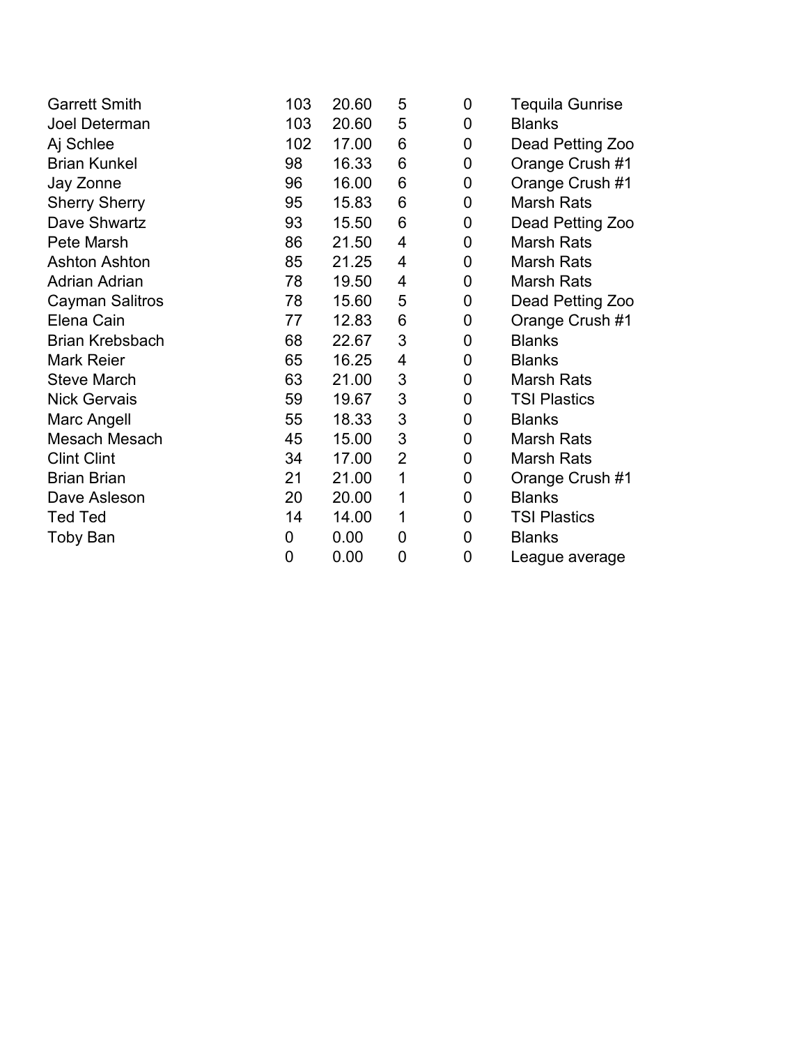| | | | | | |
|---|---|---|---|---|---|
| Garrett Smith | 103 | 20.60 | 5 | 0 | Tequila Gunrise |
| Joel Determan | 103 | 20.60 | 5 | 0 | Blanks |
| Aj Schlee | 102 | 17.00 | 6 | 0 | Dead Petting Zoo |
| Brian Kunkel | 98 | 16.33 | 6 | 0 | Orange Crush #1 |
| Jay Zonne | 96 | 16.00 | 6 | 0 | Orange Crush #1 |
| Sherry Sherry | 95 | 15.83 | 6 | 0 | Marsh Rats |
| Dave Shwartz | 93 | 15.50 | 6 | 0 | Dead Petting Zoo |
| Pete Marsh | 86 | 21.50 | 4 | 0 | Marsh Rats |
| Ashton Ashton | 85 | 21.25 | 4 | 0 | Marsh Rats |
| Adrian Adrian | 78 | 19.50 | 4 | 0 | Marsh Rats |
| Cayman Salitros | 78 | 15.60 | 5 | 0 | Dead Petting Zoo |
| Elena Cain | 77 | 12.83 | 6 | 0 | Orange Crush #1 |
| Brian Krebsbach | 68 | 22.67 | 3 | 0 | Blanks |
| Mark Reier | 65 | 16.25 | 4 | 0 | Blanks |
| Steve March | 63 | 21.00 | 3 | 0 | Marsh Rats |
| Nick Gervais | 59 | 19.67 | 3 | 0 | TSI Plastics |
| Marc Angell | 55 | 18.33 | 3 | 0 | Blanks |
| Mesach Mesach | 45 | 15.00 | 3 | 0 | Marsh Rats |
| Clint Clint | 34 | 17.00 | 2 | 0 | Marsh Rats |
| Brian Brian | 21 | 21.00 | 1 | 0 | Orange Crush #1 |
| Dave Asleson | 20 | 20.00 | 1 | 0 | Blanks |
| Ted Ted | 14 | 14.00 | 1 | 0 | TSI Plastics |
| Toby Ban | 0 | 0.00 | 0 | 0 | Blanks |
| | 0 | 0.00 | 0 | 0 | League average |